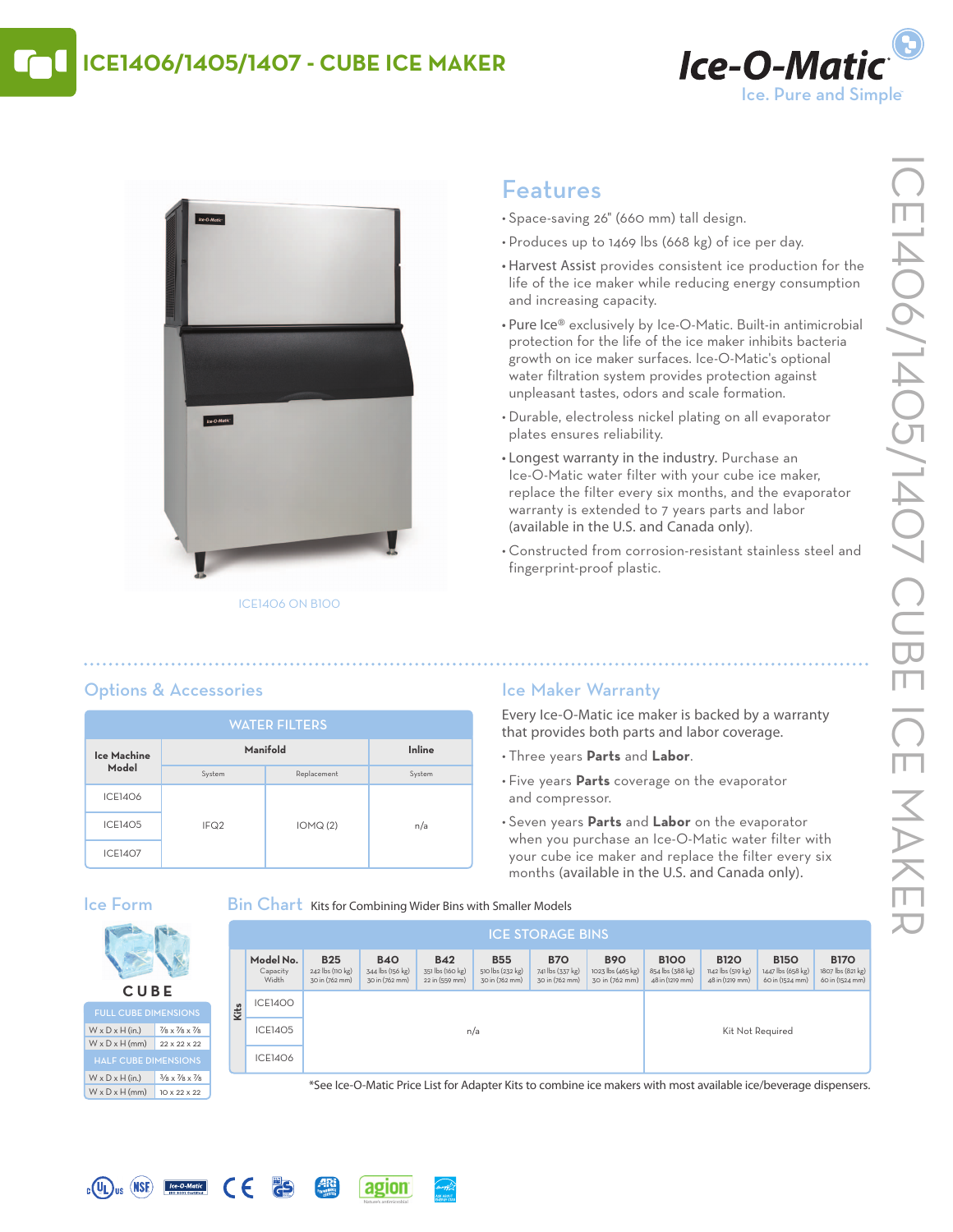# ICE1406/1405/1407 - CUBE ICE MAKER

Ice-O-Matic
Ice. Pure and Simple

ICE1406 ON B100

## Features

- Space-saving 26" (660 mm) tall design.
- Produces up to 1469 lbs (668 kg) of ice per day.
- Harvest Assist provides consistent ice production for the life of the ice maker while reducing energy consumption and increasing capacity.
- Pure Ice® exclusively by Ice-O-Matic. Built-in antimicrobial protection for the life of the ice maker inhibits bacteria growth on ice maker surfaces. Ice-O-Matic's optional water filtration system provides protection against unpleasant tastes, odors and scale formation.
- Durable, electroless nickel plating on all evaporator plates ensures reliability.
- Longest warranty in the industry. Purchase an Ice-O-Matic water filter with your cube ice maker, replace the filter every six months, and the evaporator warranty is extended to 7 years parts and labor (available in the U.S. and Canada only).
- Constructed from corrosion-resistant stainless steel and fingerprint-proof plastic.

## Options & Accessories

**WATER FILTERS**

| Ice Machine Model | Manifold | | Inline |
|---|---|---|---|
| | System | Replacement | System |
| ICE1406 | IFQ2 | IOMQ (2) | n/a |
| ICE1405 | IFQ2 | IOMQ (2) | n/a |
| ICE1407 | IFQ2 | IOMQ (2) | n/a |

## Ice Maker Warranty

Every Ice-O-Matic ice maker is backed by a warranty that provides both parts and labor coverage.

- Three years **Parts** and **Labor**.
- Five years **Parts** coverage on the evaporator and compressor.
- Seven years **Parts** and **Labor** on the evaporator when you purchase an Ice-O-Matic water filter with your cube ice maker and replace the filter every six months (available in the U.S. and Canada only).

## Ice Form

**CUBE**

| FULL CUBE DIMENSIONS | |
|---|---|
| W x D x H (in.) | 7/8 x 7/8 x 7/8 |
| W x D x H (mm) | 22 x 22 x 22 |
| **HALF CUBE DIMENSIONS** | |
| W x D x H (in.) | 3/8 x 7/8 x 7/8 |
| W x D x H (mm) | 10 x 22 x 22 |

## Bin Chart Kits for Combining Wider Bins with Smaller Models

**ICE STORAGE BINS**

| Model No. (Capacity, Width) | B25 242 lbs (110 kg) 30 in (762 mm) | B40 344 lbs (156 kg) 30 in (762 mm) | B42 351 lbs (160 kg) 22 in (559 mm) | B55 510 lbs (232 kg) 30 in (762 mm) | B70 741 lbs (337 kg) 30 in (762 mm) | B90 1023 lbs (465 kg) 30 in (762 mm) | B100 854 lbs (388 kg) 48 in (1219 mm) | B120 1142 lbs (519 kg) 48 in (1219 mm) | B150 1447 lbs (658 kg) 60 in (1524 mm) | B170 1807 lbs (821 kg) 60 in (1524 mm) |
|---|---|---|---|---|---|---|---|---|---|---|
| Kits: ICE1400 | n/a | n/a | n/a | n/a | n/a | n/a | Kit Not Required | Kit Not Required | Kit Not Required | Kit Not Required |
| Kits: ICE1405 | n/a | n/a | n/a | n/a | n/a | n/a | Kit Not Required | Kit Not Required | Kit Not Required | Kit Not Required |
| Kits: ICE1406 | n/a | n/a | n/a | n/a | n/a | n/a | Kit Not Required | Kit Not Required | Kit Not Required | Kit Not Required |

*See Ice-O-Matic Price List for Adapter Kits to combine ice makers with most available ice/beverage dispensers.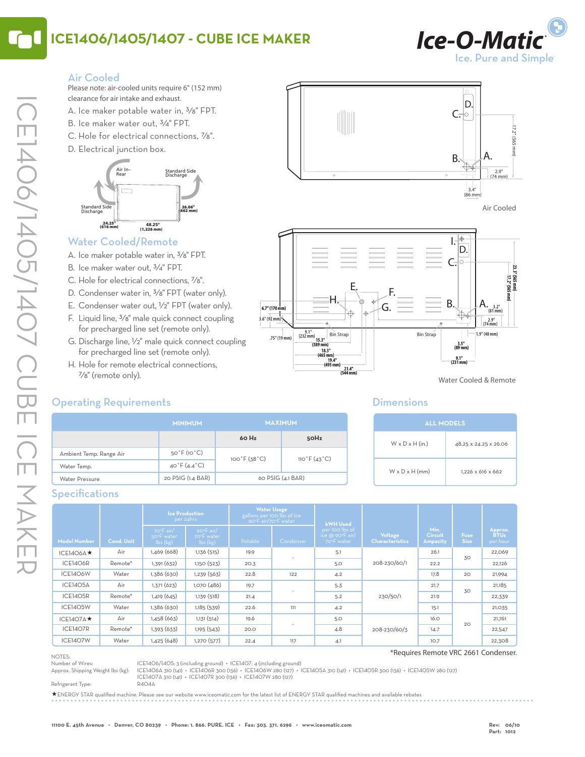# ICE1406/1405/1407 - CUBE ICE MAKER

Ice-O-Matic
Ice. Pure and Simple

## Air Cooled

Please note: air-cooled units require 6" (152 mm) clearance for air intake and exhaust.

A. Ice maker potable water in, 3/8" FPT.
B. Ice maker water out, 3/4" FPT.
C. Hole for electrical connections, 7/8".
D. Electrical junction box.

Air In–Rear
Standard Side Discharge
Standard Side Discharge
26.06" (662 mm)
24.25" (616 mm)
48.25" (1,226 mm)

D.
C.
B.
A.
17.2" (565 mm)
2.9" (74 mm)
3.4" (86 mm)

Air Cooled

## Water Cooled/Remote

A. Ice maker potable water in, 3/8" FPT.
B. Ice maker water out, 3/4" FPT.
C. Hole for electrical connections, 7/8".
D. Condenser water in, 3/8" FPT (water only).
E. Condenser water out, 1/2" FPT (water only).
F. Liquid line, 3/8" male quick connect coupling for precharged line set (remote only).
G. Discharge line, 1/2" male quick connect coupling for precharged line set (remote only).
H. Hole for remote electrical connections, 7/8" (remote only).

I.
D.
C.
E.
F.
H.
G.
B.
A.
23.3" (565 mm)
17.2" (565 mm)
6.7" (170 mm)
3.6" (92 mm)
.75" (19 mm)
9.1" (232 mm)
15.3" (389 mm)
18.3" (465 mm)
19.4" (493 mm)
21.4" (544 mm)
Bin Strap
Bin Strap
3.2" (81 mm)
2.9" (74 mm)
1.9" (48 mm)
3.5" (89 mm)
9.1" (231 mm)

Water Cooled & Remote

## Operating Requirements

| | MINIMUM | MAXIMUM | |
|---|---|---|---|
| | | 60 Hz | 50Hz |
| Ambient Temp. Range Air | 50°F (10°C) | 100°F (38°C) | 110°F (43°C) |
| Water Temp. | 40°F (4.4°C) | | |
| Water Pressure | 20 PSIG (1.4 BAR) | 60 PSIG (4.1 BAR) | |

## Dimensions

| ALL MODELS | |
|---|---|
| W x D x H (in.) | 48.25 x 24.25 x 26.06 |
| W x D x H (mm) | 1,226 x 616 x 662 |

## Specifications

| Model Number | Cond. Unit | Ice Production per 24hrs 70°F air/ 50°F water lbs (kg) | 90°F air/ 70°F water lbs (kg) | Water Usage gallons per 100 lbs of ice 90°F air/70°F water Potable | Condenser | kWH Used per 100 lbs of ice @ 90°F air/ 70°F water | Voltage Characteristics | Min. Circuit Ampacity | Fuse Size | Approx. BTUs per hour |
|---|---|---|---|---|---|---|---|---|---|---|
| ICE1406A★ | Air | 1,469 (668) | 1,136 (515) | 19.9 | - | 5.1 | 208-230/60/1 | 26.1 | 30 | 22,069 |
| ICE1406R | Remote* | 1,391 (632) | 1,150 (523) | 20.3 | | 5.0 | | 22.2 | | 22,126 |
| ICE1406W | Water | 1,386 (630) | 1,239 (563) | 22.8 | 122 | 4.2 | | 17.8 | 20 | 21,994 |
| ICE1405A | Air | 1,371 (623) | 1,070 (486) | 19.7 | - | 5.3 | 230/50/1 | 21.7 | 30 | 21,185 |
| ICE1405R | Remote* | 1,419 (645) | 1,139 (518) | 21.4 | | 5.2 | | 21.9 | | 22,339 |
| ICE1405W | Water | 1,386 (630) | 1,185 (539) | 22.6 | 111 | 4.2 | | 15.1 | 20 | 21,035 |
| ICE1407A★ | Air | 1,458 (663) | 1,131 (514) | 19.6 | - | 5.0 | 208-230/60/3 | 16.0 | | 21,761 |
| ICE1407R | Remote* | 1,393 (633) | 1,195 (543) | 20.0 | | 4.8 | | 14.7 | | 22,547 |
| ICE1407W | Water | 1,425 (648) | 1,270 (577) | 22.4 | 117 | 4.1 | | 10.7 | | 22,308 |

*Requires Remote VRC 2661 Condenser.

NOTES:

Number of Wires: ICE1406/1405: 3 (including ground) • ICE1407: 4 (including ground)

Approx. Shipping Weight lbs (kg): ICE1406A 310 (141) • ICE1406R 300 (136) • ICE1406W 280 (127) • ICE1405A 310 (141) • ICE1405R 300 (136) • ICE1405W 280 (127) ICE1407A 310 (141) • ICE1407R 300 (136) • ICE1407W 280 (127)

Refrigerant Type: R404A

★ENERGY STAR qualified machine. Please see our website www.iceomatic.com for the latest list of ENERGY STAR qualified machines and available rebates

11100 E. 45th Avenue • Denver, CO 80239 • Phone: 1. 866. PURE. ICE • Fax: 303. 371. 6296 • www.iceomatic.com

Rev: 06/10
Part: 1012